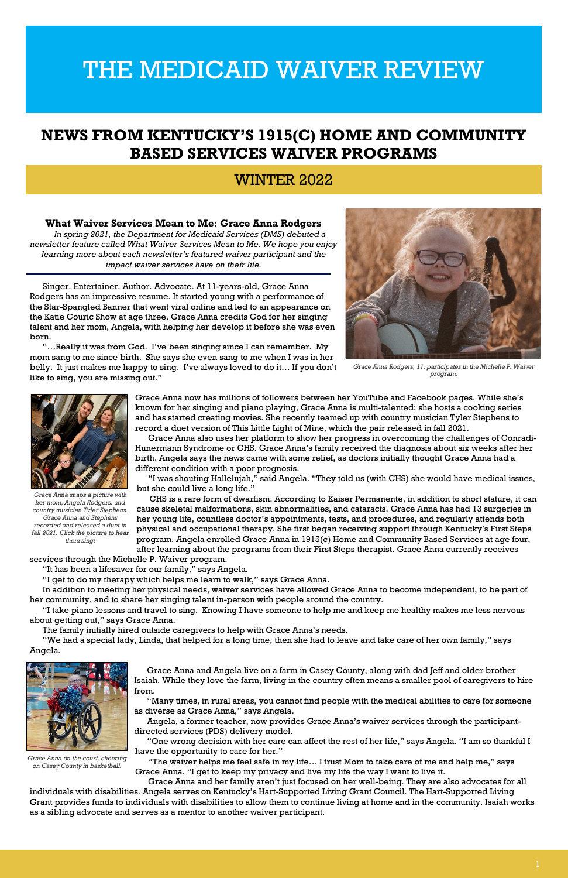# THE MEDICAID WAIVER REVIEW

## NEWS FROM KENTUCKY'S 1915(C) HOME AND COMMUNITY BASED SERVICES WAIVER PROGRAMS

## WINTER 2022

### What Waiver Services Mean to Me: Grace Anna Rodgers

*In spring 2021, the Department for Medicaid Services (DMS) debuted a newsletter feature called What Waiver Services Mean to Me. We hope you enjoy learning more about each newsletter's featured waiver participant and the impact waiver services have on their life.*

Singer. Entertainer. Author. Advocate. At 11-years-old, Grace Anna Rodgers has an impressive resume. It started young with a performance of the Star-Spangled Banner that went viral online and led to an appearance on the Katie Couric Show at age three. Grace Anna credits God for her singing talent and her mom, Angela, with helping her develop it before she was even born.

"…Really it was from God. I've been singing since I can remember. My mom sang to me since birth. She says she even sang to me when I was in her belly. It just makes me happy to sing. I've always loved to do it… If you don't like to sing, you are missing out."

*Grace Anna Rodgers, 11, participates in the Michelle P. Waiver program.*

Grace Anna now has millions of followers between her YouTube and Facebook pages. While she's known for her singing and piano playing, Grace Anna is multi-talented: she hosts a cooking series and has started creating movies. She recently teamed up with country musician Tyler Stephens to record a duet version of This Little Light of Mine, which the pair released in fall 2021.

*Grace Anna snaps a picture with her mom, Angela Rodgers, and country musician Tyler Stephens. Grace Anna and Stephens recorded and released a duet in fall 2021. Click the picture to hear them sing!*

Grace Anna also uses her platform to show her progress in overcoming the challenges of Conradi-Hunermann Syndrome or CHS. Grace Anna's family received the diagnosis about six weeks after her birth. Angela says the news came with some relief, as doctors initially thought Grace Anna had a different condition with a poor prognosis.

"I was shouting Hallelujah," said Angela. "They told us (with CHS) she would have medical issues, but she could live a long life."

CHS is a rare form of dwarfism. According to Kaiser Permanente, in addition to short stature, it can cause skeletal malformations, skin abnormalities, and cataracts. Grace Anna has had 13 surgeries in her young life, countless doctor's appointments, tests, and procedures, and regularly attends both physical and occupational therapy. She first began receiving support through Kentucky's First Steps program. Angela enrolled Grace Anna in 1915(c) Home and Community Based Services at age four, after learning about the programs from their First Steps therapist. Grace Anna currently receives services through the Michelle P. Waiver program.

"It has been a lifesaver for our family," says Angela.

"I get to do my therapy which helps me learn to walk," says Grace Anna.

In addition to meeting her physical needs, waiver services have allowed Grace Anna to become independent, to be part of her community, and to share her singing talent in-person with people around the country.

"I take piano lessons and travel to sing. Knowing I have someone to help me and keep me healthy makes me less nervous about getting out," says Grace Anna.

The family initially hired outside caregivers to help with Grace Anna's needs.

"We had a special lady, Linda, that helped for a long time, then she had to leave and take care of her own family," says Angela.

Grace Anna and Angela live on a farm in Casey County, along with dad Jeff and older brother Isaiah. While they love the farm, living in the country often means a smaller pool of caregivers to hire from.

"Many times, in rural areas, you cannot find people with the medical abilities to care for someone as diverse as Grace Anna," says Angela.

Angela, a former teacher, now provides Grace Anna's waiver services through the participant-directed services (PDS) delivery model.

"One wrong decision with her care can affect the rest of her life," says Angela. "I am so thankful I have the opportunity to care for her."

*Grace Anna on the court, cheering on Casey County in basketball.*

"The waiver helps me feel safe in my life… I trust Mom to take care of me and help me," says Grace Anna. "I get to keep my privacy and live my life the way I want to live it.

Grace Anna and her family aren't just focused on her well-being. They are also advocates for all individuals with disabilities. Angela serves on Kentucky's Hart-Supported Living Grant Council. The Hart-Supported Living Grant provides funds to individuals with disabilities to allow them to continue living at home and in the community. Isaiah works as a sibling advocate and serves as a mentor to another waiver participant.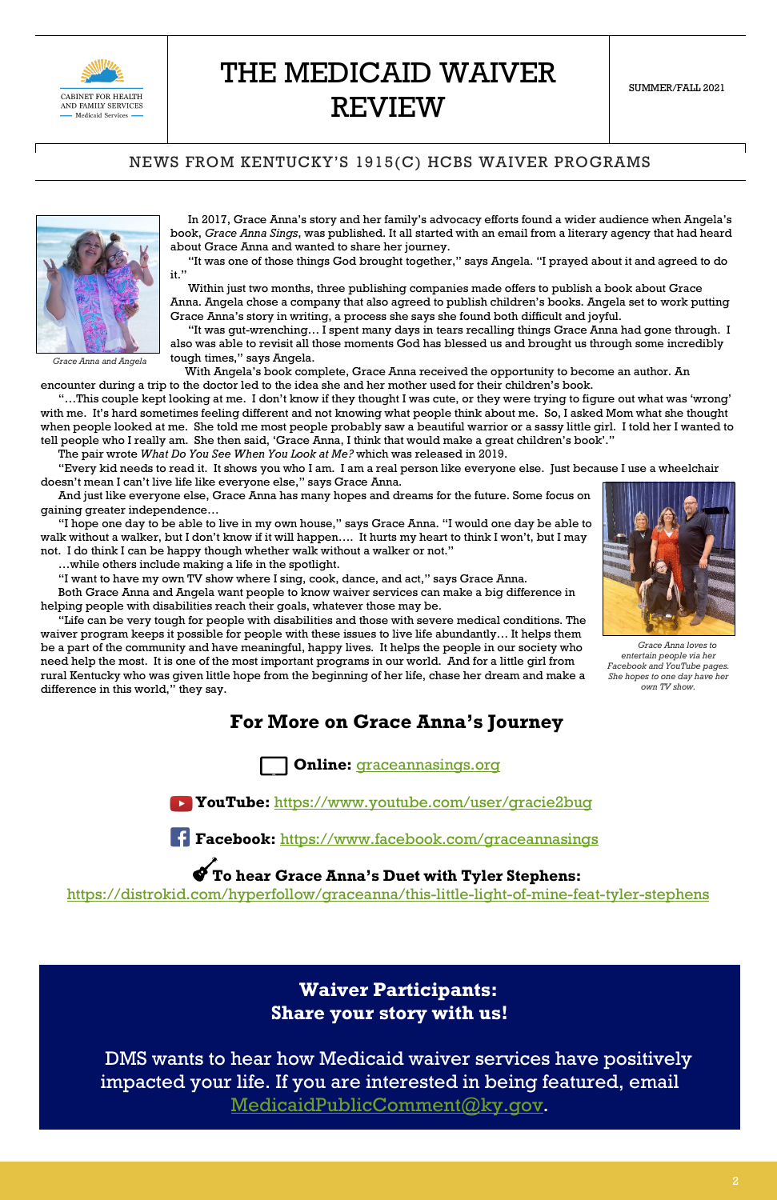# THE MEDICAID WAIVER REVIEW

SUMMER/FALL 2021

NEWS FROM KENTUCKY'S 1915(C) HCBS WAIVER PROGRAMS

*Grace Anna and Angela*

In 2017, Grace Anna's story and her family's advocacy efforts found a wider audience when Angela's book, *Grace Anna Sings*, was published. It all started with an email from a literary agency that had heard about Grace Anna and wanted to share her journey.

"It was one of those things God brought together," says Angela. "I prayed about it and agreed to do it."

Within just two months, three publishing companies made offers to publish a book about Grace Anna. Angela chose a company that also agreed to publish children's books. Angela set to work putting Grace Anna's story in writing, a process she says she found both difficult and joyful.

"It was gut-wrenching… I spent many days in tears recalling things Grace Anna had gone through. I also was able to revisit all those moments God has blessed us and brought us through some incredibly tough times," says Angela.

With Angela's book complete, Grace Anna received the opportunity to become an author. An encounter during a trip to the doctor led to the idea she and her mother used for their children's book.

"…This couple kept looking at me. I don't know if they thought I was cute, or they were trying to figure out what was 'wrong' with me. It's hard sometimes feeling different and not knowing what people think about me. So, I asked Mom what she thought when people looked at me. She told me most people probably saw a beautiful warrior or a sassy little girl. I told her I wanted to tell people who I really am. She then said, 'Grace Anna, I think that would make a great children's book'."

The pair wrote *What Do You See When You Look at Me?* which was released in 2019.

"Every kid needs to read it. It shows you who I am. I am a real person like everyone else. Just because I use a wheelchair doesn't mean I can't live life like everyone else," says Grace Anna.

And just like everyone else, Grace Anna has many hopes and dreams for the future. Some focus on gaining greater independence…

"I hope one day to be able to live in my own house," says Grace Anna. "I would one day be able to walk without a walker, but I don't know if it will happen…. It hurts my heart to think I won't, but I may not. I do think I can be happy though whether walk without a walker or not."

…while others include making a life in the spotlight.

"I want to have my own TV show where I sing, cook, dance, and act," says Grace Anna.

Both Grace Anna and Angela want people to know waiver services can make a big difference in helping people with disabilities reach their goals, whatever those may be.

"Life can be very tough for people with disabilities and those with severe medical conditions. The waiver program keeps it possible for people with these issues to live life abundantly… It helps them be a part of the community and have meaningful, happy lives. It helps the people in our society who need help the most. It is one of the most important programs in our world. And for a little girl from rural Kentucky who was given little hope from the beginning of her life, chase her dream and make a difference in this world," they say.

*Grace Anna loves to entertain people via her Facebook and YouTube pages. She hopes to one day have her own TV show.*

## For More on Grace Anna's Journey

**Online:** graceannasings.org

**YouTube:** https://www.youtube.com/user/gracie2bug

**Facebook:** https://www.facebook.com/graceannasings

**To hear Grace Anna's Duet with Tyler Stephens:**
https://distrokid.com/hyperfollow/graceanna/this-little-light-of-mine-feat-tyler-stephens

## Waiver Participants: Share your story with us!

DMS wants to hear how Medicaid waiver services have positively impacted your life. If you are interested in being featured, email MedicaidPublicComment@ky.gov.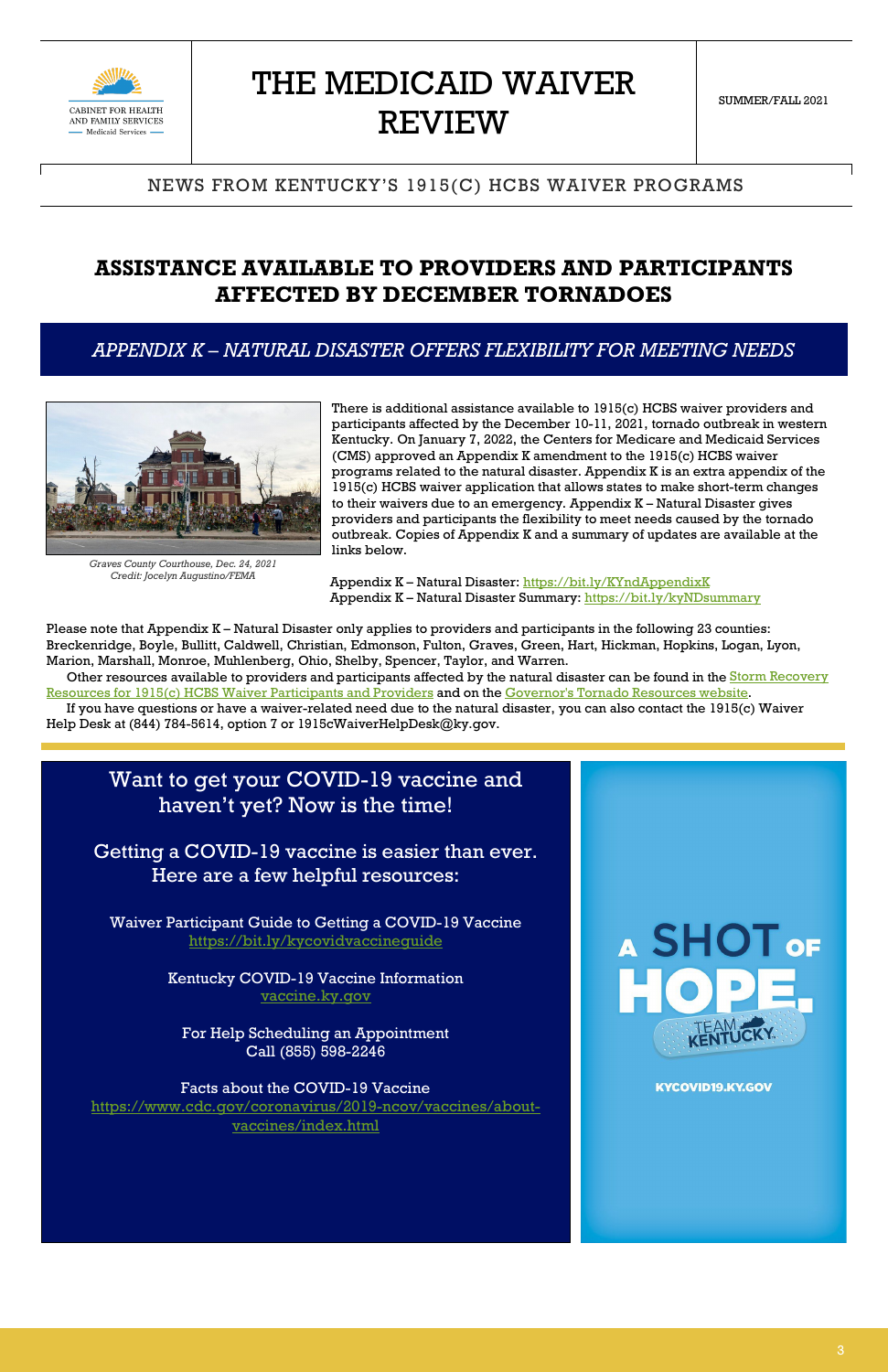# THE MEDICAID WAIVER REVIEW

SUMMER/FALL 2021

NEWS FROM KENTUCKY'S 1915(C) HCBS WAIVER PROGRAMS

## ASSISTANCE AVAILABLE TO PROVIDERS AND PARTICIPANTS AFFECTED BY DECEMBER TORNADOES

### *APPENDIX K – NATURAL DISASTER OFFERS FLEXIBILITY FOR MEETING NEEDS*

*Graves County Courthouse, Dec. 24, 2021*
*Credit: Jocelyn Augustino/FEMA*

There is additional assistance available to 1915(c) HCBS waiver providers and participants affected by the December 10-11, 2021, tornado outbreak in western Kentucky. On January 7, 2022, the Centers for Medicare and Medicaid Services (CMS) approved an Appendix K amendment to the 1915(c) HCBS waiver programs related to the natural disaster. Appendix K is an extra appendix of the 1915(c) HCBS waiver application that allows states to make short-term changes to their waivers due to an emergency. Appendix K – Natural Disaster gives providers and participants the flexibility to meet needs caused by the tornado outbreak. Copies of Appendix K and a summary of updates are available at the links below.

Appendix K – Natural Disaster: https://bit.ly/KYndAppendixK
Appendix K – Natural Disaster Summary: https://bit.ly/kyNDsummary

Please note that Appendix K – Natural Disaster only applies to providers and participants in the following 23 counties: Breckenridge, Boyle, Bullitt, Caldwell, Christian, Edmonson, Fulton, Graves, Green, Hart, Hickman, Hopkins, Logan, Lyon, Marion, Marshall, Monroe, Muhlenberg, Ohio, Shelby, Spencer, Taylor, and Warren.

Other resources available to providers and participants affected by the natural disaster can be found in the Storm Recovery Resources for 1915(c) HCBS Waiver Participants and Providers and on the Governor's Tornado Resources website.

If you have questions or have a waiver-related need due to the natural disaster, you can also contact the 1915(c) Waiver Help Desk at (844) 784-5614, option 7 or 1915cWaiverHelpDesk@ky.gov.

## Want to get your COVID-19 vaccine and haven't yet? Now is the time!

Getting a COVID-19 vaccine is easier than ever. Here are a few helpful resources:

Waiver Participant Guide to Getting a COVID-19 Vaccine
https://bit.ly/kycovidvaccineguide

Kentucky COVID-19 Vaccine Information
vaccine.ky.gov

For Help Scheduling an Appointment
Call (855) 598-2246

Facts about the COVID-19 Vaccine
https://www.cdc.gov/coronavirus/2019-ncov/vaccines/about-vaccines/index.html

A SHOT OF HOPE. TEAM KENTUCKY

KYCOVID19.KY.GOV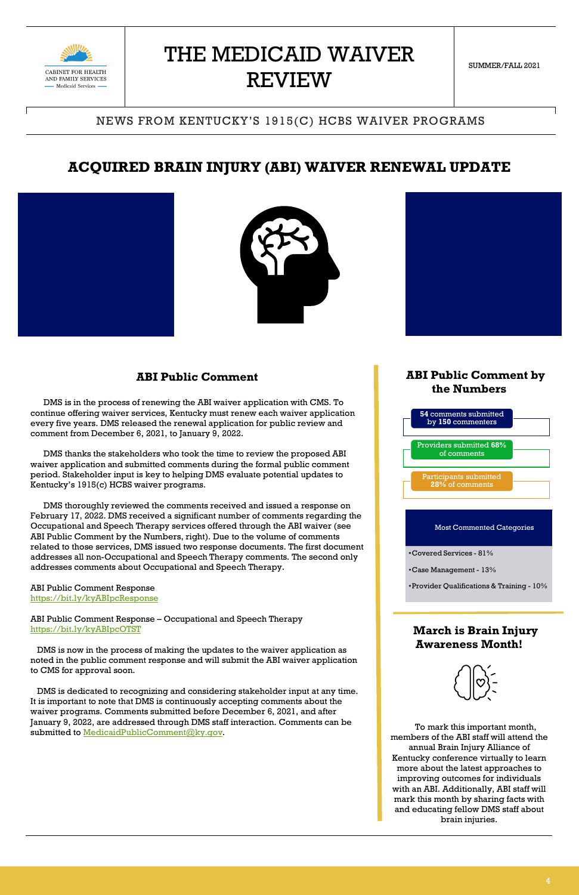# THE MEDICAID WAIVER REVIEW

SUMMER/FALL 2021

NEWS FROM KENTUCKY'S 1915(C) HCBS WAIVER PROGRAMS

## ACQUIRED BRAIN INJURY (ABI) WAIVER RENEWAL UPDATE

### ABI Public Comment

DMS is in the process of renewing the ABI waiver application with CMS. To continue offering waiver services, Kentucky must renew each waiver application every five years. DMS released the renewal application for public review and comment from December 6, 2021, to January 9, 2022.

DMS thanks the stakeholders who took the time to review the proposed ABI waiver application and submitted comments during the formal public comment period. Stakeholder input is key to helping DMS evaluate potential updates to Kentucky's 1915(c) HCBS waiver programs.

DMS thoroughly reviewed the comments received and issued a response on February 17, 2022. DMS received a significant number of comments regarding the Occupational and Speech Therapy services offered through the ABI waiver (see ABI Public Comment by the Numbers, right). Due to the volume of comments related to those services, DMS issued two response documents. The first document addresses all non-Occupational and Speech Therapy comments. The second only addresses comments about Occupational and Speech Therapy.

ABI Public Comment Response
https://bit.ly/kyABIpcResponse

ABI Public Comment Response – Occupational and Speech Therapy
https://bit.ly/kyABIpcOTST

DMS is now in the process of making the updates to the waiver application as noted in the public comment response and will submit the ABI waiver application to CMS for approval soon.

DMS is dedicated to recognizing and considering stakeholder input at any time. It is important to note that DMS is continuously accepting comments about the waiver programs. Comments submitted before December 6, 2021, and after January 9, 2022, are addressed through DMS staff interaction. Comments can be submitted to MedicaidPublicComment@ky.gov.

### ABI Public Comment by the Numbers

**54** comments submitted by **150** commenters

Providers submitted **68%** of comments

Participants submitted **28%** of comments

Most Commented Categories

- Covered Services - 81%
- Case Management - 13%
- Provider Qualifications & Training - 10%

### March is Brain Injury Awareness Month!

To mark this important month, members of the ABI staff will attend the annual Brain Injury Alliance of Kentucky conference virtually to learn more about the latest approaches to improving outcomes for individuals with an ABI. Additionally, ABI staff will mark this month by sharing facts with and educating fellow DMS staff about brain injuries.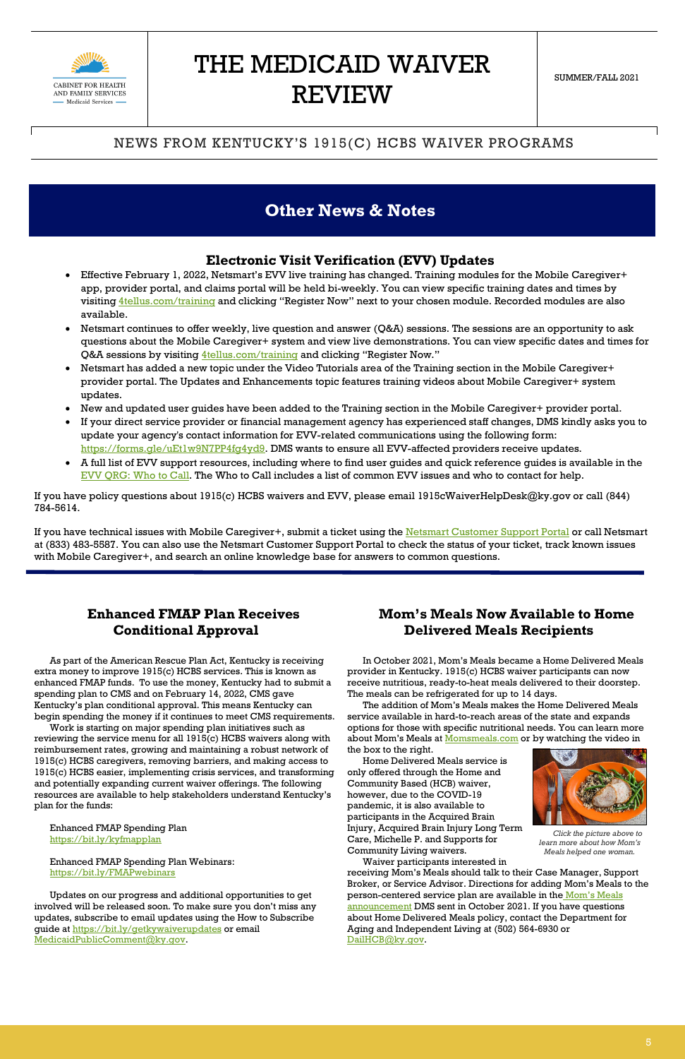# THE MEDICAID WAIVER REVIEW

SUMMER/FALL 2021

NEWS FROM KENTUCKY'S 1915(C) HCBS WAIVER PROGRAMS

## Other News & Notes

### Electronic Visit Verification (EVV) Updates

- Effective February 1, 2022, Netsmart's EVV live training has changed. Training modules for the Mobile Caregiver+ app, provider portal, and claims portal will be held bi-weekly. You can view specific training dates and times by visiting 4tellus.com/training and clicking "Register Now" next to your chosen module. Recorded modules are also available.
- Netsmart continues to offer weekly, live question and answer (Q&A) sessions. The sessions are an opportunity to ask questions about the Mobile Caregiver+ system and view live demonstrations. You can view specific dates and times for Q&A sessions by visiting 4tellus.com/training and clicking "Register Now."
- Netsmart has added a new topic under the Video Tutorials area of the Training section in the Mobile Caregiver+ provider portal. The Updates and Enhancements topic features training videos about Mobile Caregiver+ system updates.
- New and updated user guides have been added to the Training section in the Mobile Caregiver+ provider portal.
- If your direct service provider or financial management agency has experienced staff changes, DMS kindly asks you to update your agency's contact information for EVV-related communications using the following form: https://forms.gle/uEt1w9N7PP4fg4yd9. DMS wants to ensure all EVV-affected providers receive updates.
- A full list of EVV support resources, including where to find user guides and quick reference guides is available in the EVV QRG: Who to Call. The Who to Call includes a list of common EVV issues and who to contact for help.

If you have policy questions about 1915(c) HCBS waivers and EVV, please email 1915cWaiverHelpDesk@ky.gov or call (844) 784-5614.

If you have technical issues with Mobile Caregiver+, submit a ticket using the Netsmart Customer Support Portal or call Netsmart at (833) 483-5587. You can also use the Netsmart Customer Support Portal to check the status of your ticket, track known issues with Mobile Caregiver+, and search an online knowledge base for answers to common questions.

### Enhanced FMAP Plan Receives Conditional Approval

As part of the American Rescue Plan Act, Kentucky is receiving extra money to improve 1915(c) HCBS services. This is known as enhanced FMAP funds. To use the money, Kentucky had to submit a spending plan to CMS and on February 14, 2022, CMS gave Kentucky's plan conditional approval. This means Kentucky can begin spending the money if it continues to meet CMS requirements.

Work is starting on major spending plan initiatives such as reviewing the service menu for all 1915(c) HCBS waivers along with reimbursement rates, growing and maintaining a robust network of 1915(c) HCBS caregivers, removing barriers, and making access to 1915(c) HCBS easier, implementing crisis services, and transforming and potentially expanding current waiver offerings. The following resources are available to help stakeholders understand Kentucky's plan for the funds:

Enhanced FMAP Spending Plan
https://bit.ly/kyfmapplan

Enhanced FMAP Spending Plan Webinars:
https://bit.ly/FMAPwebinars

Updates on our progress and additional opportunities to get involved will be released soon. To make sure you don't miss any updates, subscribe to email updates using the How to Subscribe guide at https://bit.ly/getkywaiverupdates or email MedicaidPublicComment@ky.gov.

### Mom's Meals Now Available to Home Delivered Meals Recipients

In October 2021, Mom's Meals became a Home Delivered Meals provider in Kentucky. 1915(c) HCBS waiver participants can now receive nutritious, ready-to-heat meals delivered to their doorstep. The meals can be refrigerated for up to 14 days.

The addition of Mom's Meals makes the Home Delivered Meals service available in hard-to-reach areas of the state and expands options for those with specific nutritional needs. You can learn more about Mom's Meals at Momsmeals.com or by watching the video in the box to the right.

Home Delivered Meals service is only offered through the Home and Community Based (HCB) waiver, however, due to the COVID-19 pandemic, it is also available to participants in the Acquired Brain Injury, Acquired Brain Injury Long Term Care, Michelle P. and Supports for Community Living waivers.

*Click the picture above to learn more about how Mom's Meals helped one woman.*

Waiver participants interested in receiving Mom's Meals should talk to their Case Manager, Support Broker, or Service Advisor. Directions for adding Mom's Meals to the person-centered service plan are available in the Mom's Meals announcement DMS sent in October 2021. If you have questions about Home Delivered Meals policy, contact the Department for Aging and Independent Living at (502) 564-6930 or DailHCB@ky.gov.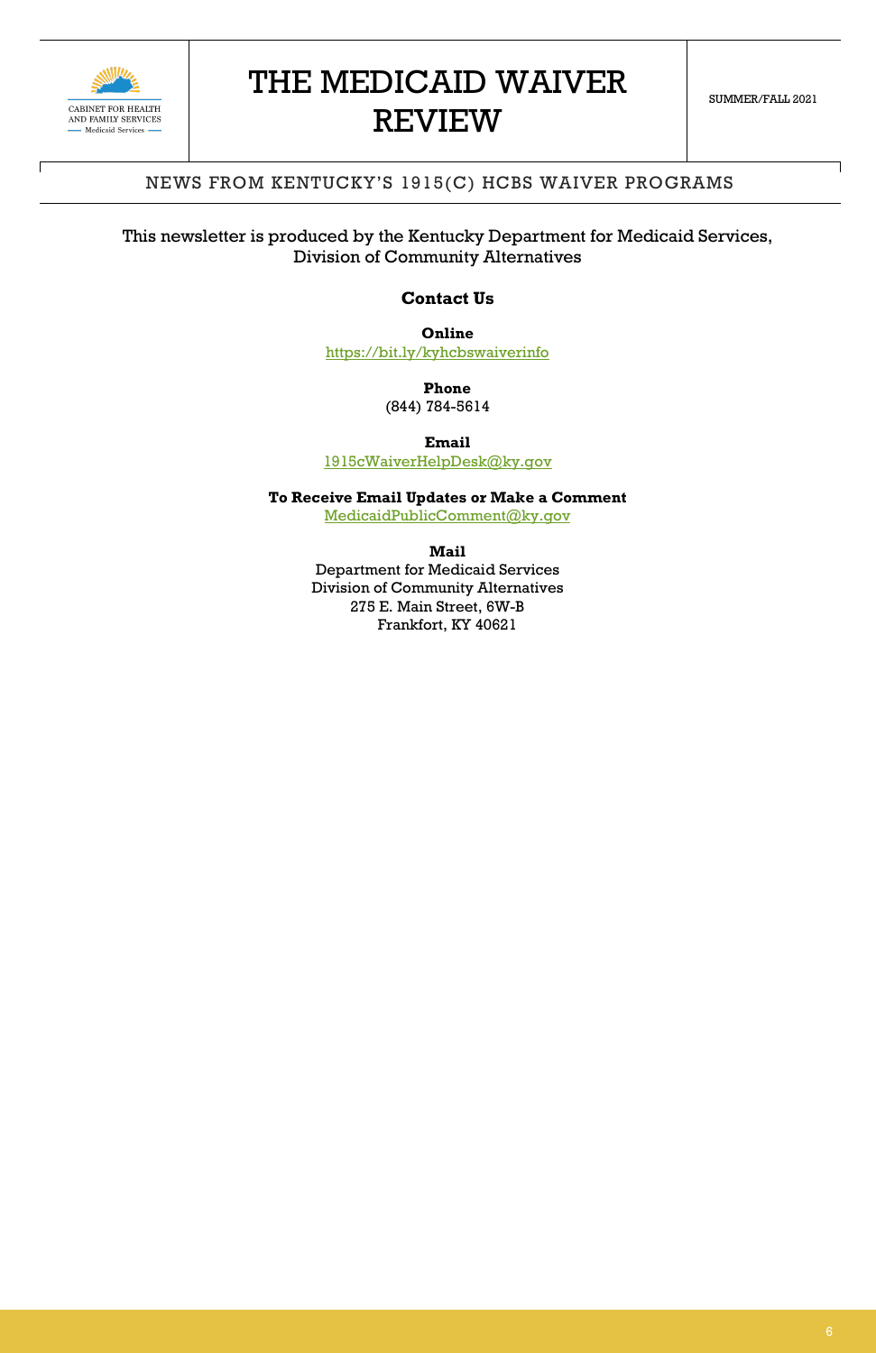# THE MEDICAID WAIVER REVIEW

SUMMER/FALL 2021

NEWS FROM KENTUCKY'S 1915(C) HCBS WAIVER PROGRAMS

This newsletter is produced by the Kentucky Department for Medicaid Services, Division of Community Alternatives

## Contact Us

**Online**
https://bit.ly/kyhcbswaiverinfo

**Phone**
(844) 784-5614

**Email**
1915cWaiverHelpDesk@ky.gov

**To Receive Email Updates or Make a Comment**
MedicaidPublicComment@ky.gov

**Mail**
Department for Medicaid Services
Division of Community Alternatives
275 E. Main Street, 6W-B
Frankfort, KY 40621